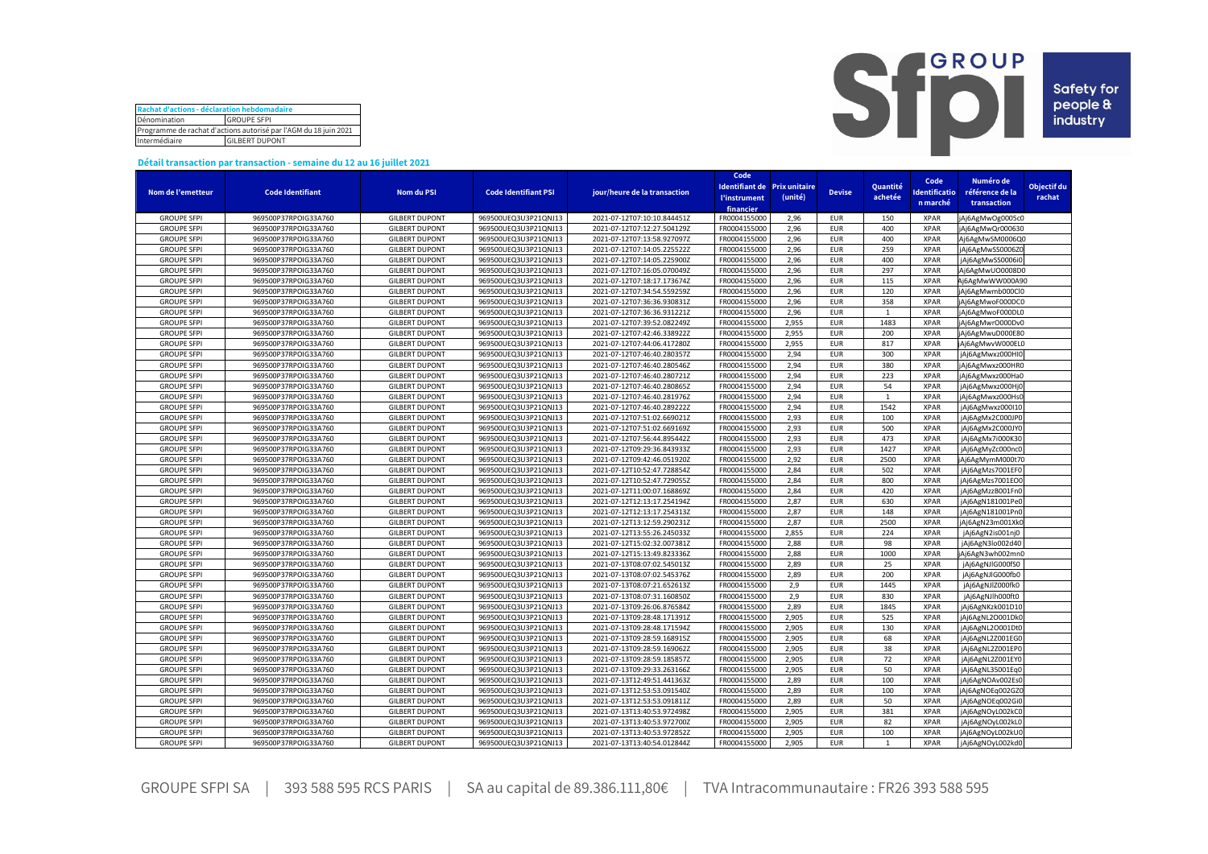| Rachat d'actions - déclaration hebdomadaire | |
|---|---|
| Dénomination | GROUPE SFPI |
| Programme de rachat d'actions autorisé par l'AGM du 18 juin 2021 | |
| Intermédiaire | GILBERT DUPONT |

GROUP Sfpi Safety for people & industry

**Détail transaction par transaction - semaine du 12 au 16 juillet 2021**

| Nom de l'emetteur | Code Identifiant | Nom du PSI | Code Identifiant PSI | jour/heure de la transaction | Code Identifiant de l'instrument financier | Prix unitaire (unité) | Devise | Quantité achetée | Code Identification marché | Numéro de référence de la transaction | Objectif du rachat |
|---|---|---|---|---|---|---|---|---|---|---|---|
| GROUPE SFPI | 969500P37RPOIG33A760 | GILBERT DUPONT | 969500UEQ3U3P21QNJ13 | 2021-07-12T07:10:10.844451Z | FR0004155000 | 2,96 | EUR | 150 | XPAR | jAj6AgMwOg0005c0 | |
| GROUPE SFPI | 969500P37RPOIG33A760 | GILBERT DUPONT | 969500UEQ3U3P21QNJ13 | 2021-07-12T07:12:27.504129Z | FR0004155000 | 2,96 | EUR | 400 | XPAR | jAj6AgMwQr000630 | |
| GROUPE SFPI | 969500P37RPOIG33A760 | GILBERT DUPONT | 969500UEQ3U3P21QNJ13 | 2021-07-12T07:13:58.927097Z | FR0004155000 | 2,96 | EUR | 400 | XPAR | Aj6AgMwSM0006Q0 | |
| GROUPE SFPI | 969500P37RPOIG33A760 | GILBERT DUPONT | 969500UEQ3U3P21QNJ13 | 2021-07-12T07:14:05.225522Z | FR0004155000 | 2,96 | EUR | 259 | XPAR | jAj6AgMwSS0006Z0 | |
| GROUPE SFPI | 969500P37RPOIG33A760 | GILBERT DUPONT | 969500UEQ3U3P21QNJ13 | 2021-07-12T07:14:05.225900Z | FR0004155000 | 2,96 | EUR | 400 | XPAR | jAj6AgMwSS0006i0 | |
| GROUPE SFPI | 969500P37RPOIG33A760 | GILBERT DUPONT | 969500UEQ3U3P21QNJ13 | 2021-07-12T07:16:05.070049Z | FR0004155000 | 2,96 | EUR | 297 | XPAR | jAj6AgMwUO0008D0 | |
| GROUPE SFPI | 969500P37RPOIG33A760 | GILBERT DUPONT | 969500UEQ3U3P21QNJ13 | 2021-07-12T07:18:17.173674Z | FR0004155000 | 2,96 | EUR | 115 | XPAR | Aj6AgMwWVO000A90 | |
| GROUPE SFPI | 969500P37RPOIG33A760 | GILBERT DUPONT | 969500UEQ3U3P21QNJ13 | 2021-07-12T07:34:54.559259Z | FR0004155000 | 2,96 | EUR | 120 | XPAR | jAj6AgMwmb000Cl0 | |
| GROUPE SFPI | 969500P37RPOIG33A760 | GILBERT DUPONT | 969500UEQ3U3P21QNJ13 | 2021-07-12T07:36:36.930831Z | FR0004155000 | 2,96 | EUR | 358 | XPAR | jAj6AgMwoF000DC0 | |
| GROUPE SFPI | 969500P37RPOIG33A760 | GILBERT DUPONT | 969500UEQ3U3P21QNJ13 | 2021-07-12T07:36:36.931221Z | FR0004155000 | 2,96 | EUR | 1 | XPAR | jAj6AgMwoF000DL0 | |
| GROUPE SFPI | 969500P37RPOIG33A760 | GILBERT DUPONT | 969500UEQ3U3P21QNJ13 | 2021-07-12T07:39:52.082249Z | FR0004155000 | 2,955 | EUR | 1483 | XPAR | jAj6AgMwrO000Dv0 | |
| GROUPE SFPI | 969500P37RPOIG33A760 | GILBERT DUPONT | 969500UEQ3U3P21QNJ13 | 2021-07-12T07:42:46.338922Z | FR0004155000 | 2,955 | EUR | 200 | XPAR | jAj6AgMwuD000E80 | |
| GROUPE SFPI | 969500P37RPOIG33A760 | GILBERT DUPONT | 969500UEQ3U3P21QNJ13 | 2021-07-12T07:44:06.417280Z | FR0004155000 | 2,955 | EUR | 817 | XPAR | jAj6AgMwvW000EL0 | |
| GROUPE SFPI | 969500P37RPOIG33A760 | GILBERT DUPONT | 969500UEQ3U3P21QNJ13 | 2021-07-12T07:46:40.280357Z | FR0004155000 | 2,94 | EUR | 300 | XPAR | jAj6AgMwxz000HI0 | |
| GROUPE SFPI | 969500P37RPOIG33A760 | GILBERT DUPONT | 969500UEQ3U3P21QNJ13 | 2021-07-12T07:46:40.280546Z | FR0004155000 | 2,94 | EUR | 380 | XPAR | jAj6AgMwxz000HR0 | |
| GROUPE SFPI | 969500P37RPOIG33A760 | GILBERT DUPONT | 969500UEQ3U3P21QNJ13 | 2021-07-12T07:46:40.280721Z | FR0004155000 | 2,94 | EUR | 223 | XPAR | jAj6AgMwxz000Ha0 | |
| GROUPE SFPI | 969500P37RPOIG33A760 | GILBERT DUPONT | 969500UEQ3U3P21QNJ13 | 2021-07-12T07:46:40.280865Z | FR0004155000 | 2,94 | EUR | 54 | XPAR | jAj6AgMwxz000Hj0 | |
| GROUPE SFPI | 969500P37RPOIG33A760 | GILBERT DUPONT | 969500UEQ3U3P21QNJ13 | 2021-07-12T07:46:40.281976Z | FR0004155000 | 2,94 | EUR | 1 | XPAR | jAj6AgMwxz000Hs0 | |
| GROUPE SFPI | 969500P37RPOIG33A760 | GILBERT DUPONT | 969500UEQ3U3P21QNJ13 | 2021-07-12T07:46:40.289222Z | FR0004155000 | 2,94 | EUR | 1542 | XPAR | jAj6AgMwxz000I10 | |
| GROUPE SFPI | 969500P37RPOIG33A760 | GILBERT DUPONT | 969500UEQ3U3P21QNJ13 | 2021-07-12T07:51:02.669021Z | FR0004155000 | 2,93 | EUR | 100 | XPAR | jAj6AgMx2C000JP0 | |
| GROUPE SFPI | 969500P37RPOIG33A760 | GILBERT DUPONT | 969500UEQ3U3P21QNJ13 | 2021-07-12T07:51:02.669169Z | FR0004155000 | 2,93 | EUR | 500 | XPAR | jAj6AgMx2C000JY0 | |
| GROUPE SFPI | 969500P37RPOIG33A760 | GILBERT DUPONT | 969500UEQ3U3P21QNJ13 | 2021-07-12T07:56:44.895442Z | FR0004155000 | 2,93 | EUR | 473 | XPAR | jAj6AgMx7i000K30 | |
| GROUPE SFPI | 969500P37RPOIG33A760 | GILBERT DUPONT | 969500UEQ3U3P21QNJ13 | 2021-07-12T09:29:36.843933Z | FR0004155000 | 2,93 | EUR | 1427 | XPAR | jAj6AgMyZc000nc0 | |
| GROUPE SFPI | 969500P37RPOIG33A760 | GILBERT DUPONT | 969500UEQ3U3P21QNJ13 | 2021-07-12T09:42:46.051920Z | FR0004155000 | 2,92 | EUR | 2500 | XPAR | jAj6AgMymM000t70 | |
| GROUPE SFPI | 969500P37RPOIG33A760 | GILBERT DUPONT | 969500UEQ3U3P21QNJ13 | 2021-07-12T10:52:47.728854Z | FR0004155000 | 2,84 | EUR | 502 | XPAR | jAj6AgMzs7001EF0 | |
| GROUPE SFPI | 969500P37RPOIG33A760 | GILBERT DUPONT | 969500UEQ3U3P21QNJ13 | 2021-07-12T10:52:47.729055Z | FR0004155000 | 2,84 | EUR | 800 | XPAR | jAj6AgMzs7001EO0 | |
| GROUPE SFPI | 969500P37RPOIG33A760 | GILBERT DUPONT | 969500UEQ3U3P21QNJ13 | 2021-07-12T11:00:07.168869Z | FR0004155000 | 2,84 | EUR | 420 | XPAR | jAj6AgMzzB001Fn0 | |
| GROUPE SFPI | 969500P37RPOIG33A760 | GILBERT DUPONT | 969500UEQ3U3P21QNJ13 | 2021-07-12T12:13:17.254194Z | FR0004155000 | 2,87 | EUR | 630 | XPAR | jAj6AgN181001Pe0 | |
| GROUPE SFPI | 969500P37RPOIG33A760 | GILBERT DUPONT | 969500UEQ3U3P21QNJ13 | 2021-07-12T12:13:17.254313Z | FR0004155000 | 2,87 | EUR | 148 | XPAR | jAj6AgN181001Pn0 | |
| GROUPE SFPI | 969500P37RPOIG33A760 | GILBERT DUPONT | 969500UEQ3U3P21QNJ13 | 2021-07-12T13:12:59.290231Z | FR0004155000 | 2,87 | EUR | 2500 | XPAR | jAj6AgN23m001Xk0 | |
| GROUPE SFPI | 969500P37RPOIG33A760 | GILBERT DUPONT | 969500UEQ3U3P21QNJ13 | 2021-07-12T13:55:26.245033Z | FR0004155000 | 2,855 | EUR | 224 | XPAR | jAj6AgN2is001nj0 | |
| GROUPE SFPI | 969500P37RPOIG33A760 | GILBERT DUPONT | 969500UEQ3U3P21QNJ13 | 2021-07-12T15:02:32.007381Z | FR0004155000 | 2,88 | EUR | 98 | XPAR | jAj6AgN3lo002d40 | |
| GROUPE SFPI | 969500P37RPOIG33A760 | GILBERT DUPONT | 969500UEQ3U3P21QNJ13 | 2021-07-12T15:13:49.823336Z | FR0004155000 | 2,88 | EUR | 1000 | XPAR | jAj6AgN3wh002mn0 | |
| GROUPE SFPI | 969500P37RPOIG33A760 | GILBERT DUPONT | 969500UEQ3U3P21QNJ13 | 2021-07-13T08:07:02.545013Z | FR0004155000 | 2,89 | EUR | 25 | XPAR | jAj6AgNJIG000fS0 | |
| GROUPE SFPI | 969500P37RPOIG33A760 | GILBERT DUPONT | 969500UEQ3U3P21QNJ13 | 2021-07-13T08:07:02.545376Z | FR0004155000 | 2,89 | EUR | 200 | XPAR | jAj6AgNJIG000fb0 | |
| GROUPE SFPI | 969500P37RPOIG33A760 | GILBERT DUPONT | 969500UEQ3U3P21QNJ13 | 2021-07-13T08:07:21.652613Z | FR0004155000 | 2,9 | EUR | 1445 | XPAR | jAj6AgNJIZ000fk0 | |
| GROUPE SFPI | 969500P37RPOIG33A760 | GILBERT DUPONT | 969500UEQ3U3P21QNJ13 | 2021-07-13T08:07:31.160850Z | FR0004155000 | 2,9 | EUR | 830 | XPAR | jAj6AgNJIh000ft0 | |
| GROUPE SFPI | 969500P37RPOIG33A760 | GILBERT DUPONT | 969500UEQ3U3P21QNJ13 | 2021-07-13T09:26:06.876584Z | FR0004155000 | 2,89 | EUR | 1845 | XPAR | jAj6AgNKzk001D10 | |
| GROUPE SFPI | 969500P37RPOIG33A760 | GILBERT DUPONT | 969500UEQ3U3P21QNJ13 | 2021-07-13T09:28:48.171391Z | FR0004155000 | 2,905 | EUR | 525 | XPAR | jAj6AgNL2O001Dk0 | |
| GROUPE SFPI | 969500P37RPOIG33A760 | GILBERT DUPONT | 969500UEQ3U3P21QNJ13 | 2021-07-13T09:28:48.171594Z | FR0004155000 | 2,905 | EUR | 130 | XPAR | jAj6AgNL2O001Dt0 | |
| GROUPE SFPI | 969500P37RPOIG33A760 | GILBERT DUPONT | 969500UEQ3U3P21QNJ13 | 2021-07-13T09:28:59.168915Z | FR0004155000 | 2,905 | EUR | 68 | XPAR | jAj6AgNL2Z001EG0 | |
| GROUPE SFPI | 969500P37RPOIG33A760 | GILBERT DUPONT | 969500UEQ3U3P21QNJ13 | 2021-07-13T09:28:59.169062Z | FR0004155000 | 2,905 | EUR | 38 | XPAR | jAj6AgNL2Z001EP0 | |
| GROUPE SFPI | 969500P37RPOIG33A760 | GILBERT DUPONT | 969500UEQ3U3P21QNJ13 | 2021-07-13T09:28:59.185857Z | FR0004155000 | 2,905 | EUR | 72 | XPAR | jAj6AgNL2Z001EY0 | |
| GROUPE SFPI | 969500P37RPOIG33A760 | GILBERT DUPONT | 969500UEQ3U3P21QNJ13 | 2021-07-13T09:29:33.263166Z | FR0004155000 | 2,905 | EUR | 50 | XPAR | jAj6AgNL35001Eq0 | |
| GROUPE SFPI | 969500P37RPOIG33A760 | GILBERT DUPONT | 969500UEQ3U3P21QNJ13 | 2021-07-13T12:49:51.441363Z | FR0004155000 | 2,89 | EUR | 100 | XPAR | jAj6AgNOAv002Es0 | |
| GROUPE SFPI | 969500P37RPOIG33A760 | GILBERT DUPONT | 969500UEQ3U3P21QNJ13 | 2021-07-13T12:53:53.091540Z | FR0004155000 | 2,89 | EUR | 100 | XPAR | jAj6AgNOEq002GZ0 | |
| GROUPE SFPI | 969500P37RPOIG33A760 | GILBERT DUPONT | 969500UEQ3U3P21QNJ13 | 2021-07-13T12:53:53.091811Z | FR0004155000 | 2,89 | EUR | 50 | XPAR | jAj6AgNOEq002Gi0 | |
| GROUPE SFPI | 969500P37RPOIG33A760 | GILBERT DUPONT | 969500UEQ3U3P21QNJ13 | 2021-07-13T13:40:53.972498Z | FR0004155000 | 2,905 | EUR | 381 | XPAR | jAj6AgNOyL002kC0 | |
| GROUPE SFPI | 969500P37RPOIG33A760 | GILBERT DUPONT | 969500UEQ3U3P21QNJ13 | 2021-07-13T13:40:53.972700Z | FR0004155000 | 2,905 | EUR | 82 | XPAR | jAj6AgNOyL002kL0 | |
| GROUPE SFPI | 969500P37RPOIG33A760 | GILBERT DUPONT | 969500UEQ3U3P21QNJ13 | 2021-07-13T13:40:53.972852Z | FR0004155000 | 2,905 | EUR | 100 | XPAR | jAj6AgNOyL002kU0 | |
| GROUPE SFPI | 969500P37RPOIG33A760 | GILBERT DUPONT | 969500UEQ3U3P21QNJ13 | 2021-07-13T13:40:54.012844Z | FR0004155000 | 2,905 | EUR | 1 | XPAR | jAj6AgNOyL002kd0 | |

GROUPE SFPI SA | 393 588 595 RCS PARIS | SA au capital de 89.386.111,80€ | TVA Intracommunautaire : FR26 393 588 595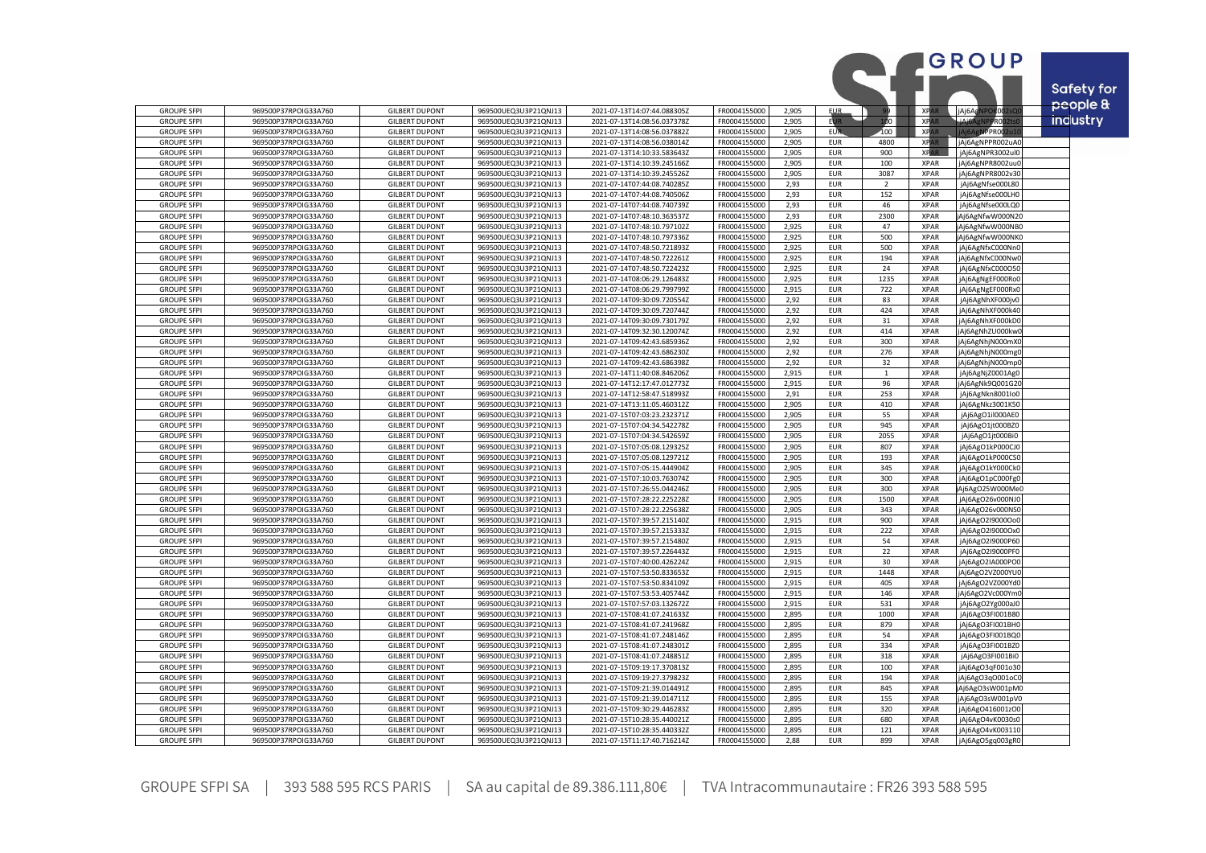| GROUPE SFPI | 969500P37RPOIG33A760 | GILBERT DUPONT | 969500UEQ3U3P21QNJ13 | 2021-07-13T14:07:44.088305Z | FR0004155000 | 2,905 | EUR | 99 | XPAR | jAj6AgNPOK002sQ0 |
|---|---|---|---|---|---|---|---|---|---|---|
| GROUPE SFPI | 969500P37RPOIG33A760 | GILBERT DUPONT | 969500UEQ3U3P21QNJ13 | 2021-07-13T14:08:56.037378Z | FR0004155000 | 2,905 | EUR | 100 | XPAR | jAj6AgNPPR002ts0 |
| GROUPE SFPI | 969500P37RPOIG33A760 | GILBERT DUPONT | 969500UEQ3U3P21QNJ13 | 2021-07-13T14:08:56.037882Z | FR0004155000 | 2,905 | EUR | 100 | XPAR | jAj6AgNPPR002u10 |
| GROUPE SFPI | 969500P37RPOIG33A760 | GILBERT DUPONT | 969500UEQ3U3P21QNJ13 | 2021-07-13T14:08:56.038014Z | FR0004155000 | 2,905 | EUR | 4800 | XPAR | jAj6AgNPPR002uA0 |
| GROUPE SFPI | 969500P37RPOIG33A760 | GILBERT DUPONT | 969500UEQ3U3P21QNJ13 | 2021-07-13T14:10:33.583643Z | FR0004155000 | 2,905 | EUR | 900 | XPAR | jAj6AgNPR3002ul0 |
| GROUPE SFPI | 969500P37RPOIG33A760 | GILBERT DUPONT | 969500UEQ3U3P21QNJ13 | 2021-07-13T14:10:39.245166Z | FR0004155000 | 2,905 | EUR | 100 | XPAR | jAj6AgNPR8002uu0 |
| GROUPE SFPI | 969500P37RPOIG33A760 | GILBERT DUPONT | 969500UEQ3U3P21QNJ13 | 2021-07-13T14:10:39.245526Z | FR0004155000 | 2,905 | EUR | 3087 | XPAR | jAj6AgNPR8002v30 |
| GROUPE SFPI | 969500P37RPOIG33A760 | GILBERT DUPONT | 969500UEQ3U3P21QNJ13 | 2021-07-14T07:44:08.740285Z | FR0004155000 | 2,93 | EUR | 2 | XPAR | jAj6AgNfse000L80 |
| GROUPE SFPI | 969500P37RPOIG33A760 | GILBERT DUPONT | 969500UEQ3U3P21QNJ13 | 2021-07-14T07:44:08.740506Z | FR0004155000 | 2,93 | EUR | 152 | XPAR | jAj6AgNfse000LH0 |
| GROUPE SFPI | 969500P37RPOIG33A760 | GILBERT DUPONT | 969500UEQ3U3P21QNJ13 | 2021-07-14T07:44:08.740739Z | FR0004155000 | 2,93 | EUR | 46 | XPAR | jAj6AgNfse000LQ0 |
| GROUPE SFPI | 969500P37RPOIG33A760 | GILBERT DUPONT | 969500UEQ3U3P21QNJ13 | 2021-07-14T07:48:10.363537Z | FR0004155000 | 2,93 | EUR | 2300 | XPAR | jAj6AgNfwW000N20 |
| GROUPE SFPI | 969500P37RPOIG33A760 | GILBERT DUPONT | 969500UEQ3U3P21QNJ13 | 2021-07-14T07:48:10.797102Z | FR0004155000 | 2,925 | EUR | 47 | XPAR | jAj6AgNfwW000NB0 |
| GROUPE SFPI | 969500P37RPOIG33A760 | GILBERT DUPONT | 969500UEQ3U3P21QNJ13 | 2021-07-14T07:48:10.797336Z | FR0004155000 | 2,925 | EUR | 500 | XPAR | jAj6AgNfwW000NK0 |
| GROUPE SFPI | 969500P37RPOIG33A760 | GILBERT DUPONT | 969500UEQ3U3P21QNJ13 | 2021-07-14T07:48:50.721893Z | FR0004155000 | 2,925 | EUR | 500 | XPAR | jAj6AgNfxC000Nn0 |
| GROUPE SFPI | 969500P37RPOIG33A760 | GILBERT DUPONT | 969500UEQ3U3P21QNJ13 | 2021-07-14T07:48:50.722261Z | FR0004155000 | 2,925 | EUR | 194 | XPAR | jAj6AgNfxC000Nw0 |
| GROUPE SFPI | 969500P37RPOIG33A760 | GILBERT DUPONT | 969500UEQ3U3P21QNJ13 | 2021-07-14T07:48:50.722423Z | FR0004155000 | 2,925 | EUR | 24 | XPAR | jAj6AgNfxC000O50 |
| GROUPE SFPI | 969500P37RPOIG33A760 | GILBERT DUPONT | 969500UEQ3U3P21QNJ13 | 2021-07-14T08:06:29.126483Z | FR0004155000 | 2,925 | EUR | 1235 | XPAR | jAj6AgNgEF000Ro0 |
| GROUPE SFPI | 969500P37RPOIG33A760 | GILBERT DUPONT | 969500UEQ3U3P21QNJ13 | 2021-07-14T08:06:29.799799Z | FR0004155000 | 2,915 | EUR | 722 | XPAR | jAj6AgNgEF000Rx0 |
| GROUPE SFPI | 969500P37RPOIG33A760 | GILBERT DUPONT | 969500UEQ3U3P21QNJ13 | 2021-07-14T09:30:09.720554Z | FR0004155000 | 2,92 | EUR | 83 | XPAR | jAj6AgNhXF000jv0 |
| GROUPE SFPI | 969500P37RPOIG33A760 | GILBERT DUPONT | 969500UEQ3U3P21QNJ13 | 2021-07-14T09:30:09.720744Z | FR0004155000 | 2,92 | EUR | 424 | XPAR | jAj6AgNhXF000k40 |
| GROUPE SFPI | 969500P37RPOIG33A760 | GILBERT DUPONT | 969500UEQ3U3P21QNJ13 | 2021-07-14T09:30:09.730179Z | FR0004155000 | 2,92 | EUR | 31 | XPAR | jAj6AgNhXF000kD0 |
| GROUPE SFPI | 969500P37RPOIG33A760 | GILBERT DUPONT | 969500UEQ3U3P21QNJ13 | 2021-07-14T09:32:30.120074Z | FR0004155000 | 2,92 | EUR | 414 | XPAR | jAj6AgNhZU000kw0 |
| GROUPE SFPI | 969500P37RPOIG33A760 | GILBERT DUPONT | 969500UEQ3U3P21QNJ13 | 2021-07-14T09:42:43.685936Z | FR0004155000 | 2,92 | EUR | 300 | XPAR | jAj6AgNhjN000mX0 |
| GROUPE SFPI | 969500P37RPOIG33A760 | GILBERT DUPONT | 969500UEQ3U3P21QNJ13 | 2021-07-14T09:42:43.686230Z | FR0004155000 | 2,92 | EUR | 276 | XPAR | jAj6AgNhjN000mg0 |
| GROUPE SFPI | 969500P37RPOIG33A760 | GILBERT DUPONT | 969500UEQ3U3P21QNJ13 | 2021-07-14T09:42:43.686398Z | FR0004155000 | 2,92 | EUR | 32 | XPAR | jAj6AgNhjN000mp0 |
| GROUPE SFPI | 969500P37RPOIG33A760 | GILBERT DUPONT | 969500UEQ3U3P21QNJ13 | 2021-07-14T11:40:08.846206Z | FR0004155000 | 2,915 | EUR | 1 | XPAR | jAj6AgNjZ0001Ag0 |
| GROUPE SFPI | 969500P37RPOIG33A760 | GILBERT DUPONT | 969500UEQ3U3P21QNJ13 | 2021-07-14T12:17:47.012773Z | FR0004155000 | 2,915 | EUR | 96 | XPAR | jAj6AgNk9Q001G20 |
| GROUPE SFPI | 969500P37RPOIG33A760 | GILBERT DUPONT | 969500UEQ3U3P21QNJ13 | 2021-07-14T12:58:47.518993Z | FR0004155000 | 2,91 | EUR | 253 | XPAR | jAj6AgNkn8001Io0 |
| GROUPE SFPI | 969500P37RPOIG33A760 | GILBERT DUPONT | 969500UEQ3U3P21QNJ13 | 2021-07-14T13:11:05.460312Z | FR0004155000 | 2,905 | EUR | 410 | XPAR | jAj6AgNkz3001K50 |
| GROUPE SFPI | 969500P37RPOIG33A760 | GILBERT DUPONT | 969500UEQ3U3P21QNJ13 | 2021-07-15T07:03:23.232371Z | FR0004155000 | 2,905 | EUR | 55 | XPAR | jAj6AgO1iI000AE0 |
| GROUPE SFPI | 969500P37RPOIG33A760 | GILBERT DUPONT | 969500UEQ3U3P21QNJ13 | 2021-07-15T07:04:34.542278Z | FR0004155000 | 2,905 | EUR | 945 | XPAR | jAj6AgO1jt000BZ0 |
| GROUPE SFPI | 969500P37RPOIG33A760 | GILBERT DUPONT | 969500UEQ3U3P21QNJ13 | 2021-07-15T07:04:34.542659Z | FR0004155000 | 2,905 | EUR | 2055 | XPAR | jAj6AgO1jt000Bi0 |
| GROUPE SFPI | 969500P37RPOIG33A760 | GILBERT DUPONT | 969500UEQ3U3P21QNJ13 | 2021-07-15T07:05:08.129325Z | FR0004155000 | 2,905 | EUR | 807 | XPAR | jAj6AgO1kP000CJ0 |
| GROUPE SFPI | 969500P37RPOIG33A760 | GILBERT DUPONT | 969500UEQ3U3P21QNJ13 | 2021-07-15T07:05:08.129721Z | FR0004155000 | 2,905 | EUR | 193 | XPAR | jAj6AgO1kP000CS0 |
| GROUPE SFPI | 969500P37RPOIG33A760 | GILBERT DUPONT | 969500UEQ3U3P21QNJ13 | 2021-07-15T07:05:15.444904Z | FR0004155000 | 2,905 | EUR | 345 | XPAR | jAj6AgO1kY000Ck0 |
| GROUPE SFPI | 969500P37RPOIG33A760 | GILBERT DUPONT | 969500UEQ3U3P21QNJ13 | 2021-07-15T07:10:03.763074Z | FR0004155000 | 2,905 | EUR | 300 | XPAR | jAj6AgO1pC000Fg0 |
| GROUPE SFPI | 969500P37RPOIG33A760 | GILBERT DUPONT | 969500UEQ3U3P21QNJ13 | 2021-07-15T07:26:55.044246Z | FR0004155000 | 2,905 | EUR | 300 | XPAR | jAj6AgO25W000Me0 |
| GROUPE SFPI | 969500P37RPOIG33A760 | GILBERT DUPONT | 969500UEQ3U3P21QNJ13 | 2021-07-15T07:28:22.225228Z | FR0004155000 | 2,905 | EUR | 1500 | XPAR | jAj6AgO26v000NJ0 |
| GROUPE SFPI | 969500P37RPOIG33A760 | GILBERT DUPONT | 969500UEQ3U3P21QNJ13 | 2021-07-15T07:28:22.225638Z | FR0004155000 | 2,905 | EUR | 343 | XPAR | jAj6AgO26v000NS0 |
| GROUPE SFPI | 969500P37RPOIG33A760 | GILBERT DUPONT | 969500UEQ3U3P21QNJ13 | 2021-07-15T07:39:57.215140Z | FR0004155000 | 2,915 | EUR | 900 | XPAR | jAj6AgO2I9000Oo0 |
| GROUPE SFPI | 969500P37RPOIG33A760 | GILBERT DUPONT | 969500UEQ3U3P21QNJ13 | 2021-07-15T07:39:57.215333Z | FR0004155000 | 2,915 | EUR | 222 | XPAR | jAj6AgO2I9000Ox0 |
| GROUPE SFPI | 969500P37RPOIG33A760 | GILBERT DUPONT | 969500UEQ3U3P21QNJ13 | 2021-07-15T07:39:57.215480Z | FR0004155000 | 2,915 | EUR | 54 | XPAR | jAj6AgO2I9000P60 |
| GROUPE SFPI | 969500P37RPOIG33A760 | GILBERT DUPONT | 969500UEQ3U3P21QNJ13 | 2021-07-15T07:39:57.226443Z | FR0004155000 | 2,915 | EUR | 22 | XPAR | jAj6AgO2I9000PF0 |
| GROUPE SFPI | 969500P37RPOIG33A760 | GILBERT DUPONT | 969500UEQ3U3P21QNJ13 | 2021-07-15T07:40:00.426224Z | FR0004155000 | 2,915 | EUR | 30 | XPAR | jAj6AgO2IA000PO0 |
| GROUPE SFPI | 969500P37RPOIG33A760 | GILBERT DUPONT | 969500UEQ3U3P21QNJ13 | 2021-07-15T07:53:50.833653Z | FR0004155000 | 2,915 | EUR | 1448 | XPAR | jAj6AgO2VZ000YU0 |
| GROUPE SFPI | 969500P37RPOIG33A760 | GILBERT DUPONT | 969500UEQ3U3P21QNJ13 | 2021-07-15T07:53:50.834109Z | FR0004155000 | 2,915 | EUR | 405 | XPAR | jAj6AgO2VZ000Yd0 |
| GROUPE SFPI | 969500P37RPOIG33A760 | GILBERT DUPONT | 969500UEQ3U3P21QNJ13 | 2021-07-15T07:53:53.405744Z | FR0004155000 | 2,915 | EUR | 146 | XPAR | jAj6AgO2Vc000Ym0 |
| GROUPE SFPI | 969500P37RPOIG33A760 | GILBERT DUPONT | 969500UEQ3U3P21QNJ13 | 2021-07-15T07:57:03.132672Z | FR0004155000 | 2,915 | EUR | 531 | XPAR | jAj6AgO2Yg000aI0 |
| GROUPE SFPI | 969500P37RPOIG33A760 | GILBERT DUPONT | 969500UEQ3U3P21QNJ13 | 2021-07-15T08:41:07.241633Z | FR0004155000 | 2,895 | EUR | 1000 | XPAR | jAj6AgO3FI001B80 |
| GROUPE SFPI | 969500P37RPOIG33A760 | GILBERT DUPONT | 969500UEQ3U3P21QNJ13 | 2021-07-15T08:41:07.241968Z | FR0004155000 | 2,895 | EUR | 879 | XPAR | jAj6AgO3FI001BH0 |
| GROUPE SFPI | 969500P37RPOIG33A760 | GILBERT DUPONT | 969500UEQ3U3P21QNJ13 | 2021-07-15T08:41:07.248146Z | FR0004155000 | 2,895 | EUR | 54 | XPAR | jAj6AgO3FI001BQ0 |
| GROUPE SFPI | 969500P37RPOIG33A760 | GILBERT DUPONT | 969500UEQ3U3P21QNJ13 | 2021-07-15T08:41:07.248301Z | FR0004155000 | 2,895 | EUR | 334 | XPAR | jAj6AgO3FI001BZ0 |
| GROUPE SFPI | 969500P37RPOIG33A760 | GILBERT DUPONT | 969500UEQ3U3P21QNJ13 | 2021-07-15T08:41:07.248851Z | FR0004155000 | 2,895 | EUR | 318 | XPAR | jAj6AgO3FI001Bi0 |
| GROUPE SFPI | 969500P37RPOIG33A760 | GILBERT DUPONT | 969500UEQ3U3P21QNJ13 | 2021-07-15T09:19:17.370813Z | FR0004155000 | 2,895 | EUR | 100 | XPAR | jAj6AgO3qF001o30 |
| GROUPE SFPI | 969500P37RPOIG33A760 | GILBERT DUPONT | 969500UEQ3U3P21QNJ13 | 2021-07-15T09:19:27.379823Z | FR0004155000 | 2,895 | EUR | 194 | XPAR | jAj6AgO3qO001oC0 |
| GROUPE SFPI | 969500P37RPOIG33A760 | GILBERT DUPONT | 969500UEQ3U3P21QNJ13 | 2021-07-15T09:21:39.014491Z | FR0004155000 | 2,895 | EUR | 845 | XPAR | jAj6AgO3sW001pM0 |
| GROUPE SFPI | 969500P37RPOIG33A760 | GILBERT DUPONT | 969500UEQ3U3P21QNJ13 | 2021-07-15T09:21:39.014711Z | FR0004155000 | 2,895 | EUR | 155 | XPAR | jAj6AgO3sW001pV0 |
| GROUPE SFPI | 969500P37RPOIG33A760 | GILBERT DUPONT | 969500UEQ3U3P21QNJ13 | 2021-07-15T09:30:29.446283Z | FR0004155000 | 2,895 | EUR | 320 | XPAR | jAj6AgO416001zO0 |
| GROUPE SFPI | 969500P37RPOIG33A760 | GILBERT DUPONT | 969500UEQ3U3P21QNJ13 | 2021-07-15T10:28:35.440021Z | FR0004155000 | 2,895 | EUR | 680 | XPAR | jAj6AgO4vK0030s0 |
| GROUPE SFPI | 969500P37RPOIG33A760 | GILBERT DUPONT | 969500UEQ3U3P21QNJ13 | 2021-07-15T10:28:35.440332Z | FR0004155000 | 2,895 | EUR | 121 | XPAR | jAj6AgO4vK003110 |
| GROUPE SFPI | 969500P37RPOIG33A760 | GILBERT DUPONT | 969500UEQ3U3P21QNJ13 | 2021-07-15T11:17:40.716214Z | FR0004155000 | 2,88 | EUR | 899 | XPAR | jAj6AgO5gq003gR0 |

GROUPE SFPI SA | 393 588 595 RCS PARIS | SA au capital de 89.386.111,80€ | TVA Intracommunautaire : FR26 393 588 595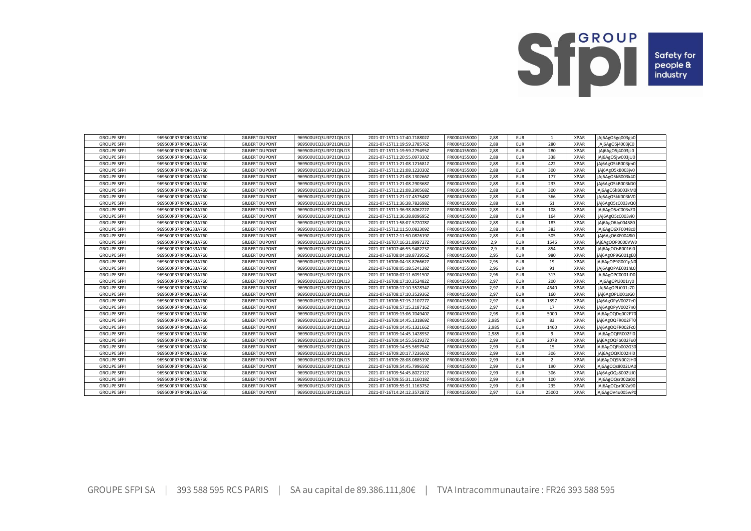| | | | | | | | | | | |
|---|---|---|---|---|---|---|---|---|---|---|
| GROUPE SFPI | 969500P37RPOIG33A760 | GILBERT DUPONT | 969500UEQ3U3P21QNJ13 | 2021-07-15T11:17:40.718802Z | FR0004155000 | 2,88 | EUR | 1 | XPAR | jAj6AgO5gq003ga0 |
| GROUPE SFPI | 969500P37RPOIG33A760 | GILBERT DUPONT | 969500UEQ3U3P21QNJ13 | 2021-07-15T11:19:59.278576Z | FR0004155000 | 2,88 | EUR | 280 | XPAR | jAj6AgO5j4003jC0 |
| GROUPE SFPI | 969500P37RPOIG33A760 | GILBERT DUPONT | 969500UEQ3U3P21QNJ13 | 2021-07-15T11:19:59.279495Z | FR0004155000 | 2,88 | EUR | 280 | XPAR | jAj6AgO5j4003jL0 |
| GROUPE SFPI | 969500P37RPOIG33A760 | GILBERT DUPONT | 969500UEQ3U3P21QNJ13 | 2021-07-15T11:20:55.097330Z | FR0004155000 | 2,88 | EUR | 338 | XPAR | jAj6AgO5jw003jU0 |
| GROUPE SFPI | 969500P37RPOIG33A760 | GILBERT DUPONT | 969500UEQ3U3P21QNJ13 | 2021-07-15T11:21:08.121681Z | FR0004155000 | 2,88 | EUR | 422 | XPAR | jAj6AgO5kB003jm0 |
| GROUPE SFPI | 969500P37RPOIG33A760 | GILBERT DUPONT | 969500UEQ3U3P21QNJ13 | 2021-07-15T11:21:08.122030Z | FR0004155000 | 2,88 | EUR | 300 | XPAR | jAj6AgO5kB003jv0 |
| GROUPE SFPI | 969500P37RPOIG33A760 | GILBERT DUPONT | 969500UEQ3U3P21QNJ13 | 2021-07-15T11:21:08.130266Z | FR0004155000 | 2,88 | EUR | 177 | XPAR | jAj6AgO5kB003k40 |
| GROUPE SFPI | 969500P37RPOIG33A760 | GILBERT DUPONT | 969500UEQ3U3P21QNJ13 | 2021-07-15T11:21:08.290368Z | FR0004155000 | 2,88 | EUR | 233 | XPAR | jAj6AgO5kB003kD0 |
| GROUPE SFPI | 969500P37RPOIG33A760 | GILBERT DUPONT | 969500UEQ3U3P21QNJ13 | 2021-07-15T11:21:08.290568Z | FR0004155000 | 2,88 | EUR | 300 | XPAR | jAj6AgO5kB003kM0 |
| GROUPE SFPI | 969500P37RPOIG33A760 | GILBERT DUPONT | 969500UEQ3U3P21QNJ13 | 2021-07-15T11:21:17.457548Z | FR0004155000 | 2,88 | EUR | 366 | XPAR | jAj6AgO5kK003kV0 |
| GROUPE SFPI | 969500P37RPOIG33A760 | GILBERT DUPONT | 969500UEQ3U3P21QNJ13 | 2021-07-15T11:36:38.782698Z | FR0004155000 | 2,88 | EUR | 61 | XPAR | jAj6AgO5zC003vQ0 |
| GROUPE SFPI | 969500P37RPOIG33A760 | GILBERT DUPONT | 969500UEQ3U3P21QNJ13 | 2021-07-15T11:36:38.806222Z | FR0004155000 | 2,88 | EUR | 108 | XPAR | jAj6AgO5zC003vZ0 |
| GROUPE SFPI | 969500P37RPOIG33A760 | GILBERT DUPONT | 969500UEQ3U3P21QNJ13 | 2021-07-15T11:36:38.809695Z | FR0004155000 | 2,88 | EUR | 164 | XPAR | jAj6AgO5zC003vi0 |
| GROUPE SFPI | 969500P37RPOIG33A760 | GILBERT DUPONT | 969500UEQ3U3P21QNJ13 | 2021-07-15T11:58:07.572078Z | FR0004155000 | 2,88 | EUR | 183 | XPAR | jAj6AgO6Jy004580 |
| GROUPE SFPI | 969500P37RPOIG33A760 | GILBERT DUPONT | 969500UEQ3U3P21QNJ13 | 2021-07-15T12:11:50.082309Z | FR0004155000 | 2,88 | EUR | 383 | XPAR | jAj6AgO6XF0048c0 |
| GROUPE SFPI | 969500P37RPOIG33A760 | GILBERT DUPONT | 969500UEQ3U3P21QNJ13 | 2021-07-15T12:11:50.082619Z | FR0004155000 | 2,88 | EUR | 505 | XPAR | jAj6AgO6XF0048l0 |
| GROUPE SFPI | 969500P37RPOIG33A760 | GILBERT DUPONT | 969500UEQ3U3P21QNJ13 | 2021-07-16T07:16:31.899727Z | FR0004155000 | 2,9 | EUR | 1646 | XPAR | jAj6AgOOP0000VW0 |
| GROUPE SFPI | 969500P37RPOIG33A760 | GILBERT DUPONT | 969500UEQ3U3P21QNJ13 | 2021-07-16T07:46:55.948223Z | FR0004155000 | 2,9 | EUR | 854 | XPAR | jAj6AgOOsR0016i0 |
| GROUPE SFPI | 969500P37RPOIG33A760 | GILBERT DUPONT | 969500UEQ3U3P21QNJ13 | 2021-07-16T08:04:18.873956Z | FR0004155000 | 2,95 | EUR | 980 | XPAR | jAj6AgOP9G001gE0 |
| GROUPE SFPI | 969500P37RPOIG33A760 | GILBERT DUPONT | 969500UEQ3U3P21QNJ13 | 2021-07-16T08:04:18.876662Z | FR0004155000 | 2,95 | EUR | 19 | XPAR | jAj6AgOP9G001gN0 |
| GROUPE SFPI | 969500P37RPOIG33A760 | GILBERT DUPONT | 969500UEQ3U3P21QNJ13 | 2021-07-16T08:05:18.524128Z | FR0004155000 | 2,96 | EUR | 91 | XPAR | jAj6AgOPAE001hL0 |
| GROUPE SFPI | 969500P37RPOIG33A760 | GILBERT DUPONT | 969500UEQ3U3P21QNJ13 | 2021-07-16T08:07:11.609150Z | FR0004155000 | 2,96 | EUR | 313 | XPAR | jAj6AgOPC0001iD0 |
| GROUPE SFPI | 969500P37RPOIG33A760 | GILBERT DUPONT | 969500UEQ3U3P21QNJ13 | 2021-07-16T08:17:10.352482Z | FR0004155000 | 2,97 | EUR | 200 | XPAR | jAj6AgOPLi001ry0 |
| GROUPE SFPI | 969500P37RPOIG33A760 | GILBERT DUPONT | 969500UEQ3U3P21QNJ13 | 2021-07-16T08:17:10.352834Z | FR0004155000 | 2,97 | EUR | 4640 | XPAR | jAj6AgOPLi001s70 |
| GROUPE SFPI | 969500P37RPOIG33A760 | GILBERT DUPONT | 969500UEQ3U3P21QNJ13 | 2021-07-16T08:17:10.352936Z | FR0004155000 | 2,97 | EUR | 160 | XPAR | jAj6AgOPLi001sG0 |
| GROUPE SFPI | 969500P37RPOIG33A760 | GILBERT DUPONT | 969500UEQ3U3P21QNJ13 | 2021-07-16T08:57:15.210727Z | FR0004155000 | 2,97 | EUR | 1897 | XPAR | jAj6AgOPyV0027e0 |
| GROUPE SFPI | 969500P37RPOIG33A760 | GILBERT DUPONT | 969500UEQ3U3P21QNJ13 | 2021-07-16T08:57:15.218716Z | FR0004155000 | 2,97 | EUR | 17 | XPAR | jAj6AgOPyV0027n0 |
| GROUPE SFPI | 969500P37RPOIG33A760 | GILBERT DUPONT | 969500UEQ3U3P21QNJ13 | 2021-07-16T09:13:06.704940Z | FR0004155000 | 2,98 | EUR | 5000 | XPAR | jAj6AgOQDq002F70 |
| GROUPE SFPI | 969500P37RPOIG33A760 | GILBERT DUPONT | 969500UEQ3U3P21QNJ13 | 2021-07-16T09:14:45.131869Z | FR0004155000 | 2,985 | EUR | 83 | XPAR | jAj6AgOQFR002FT0 |
| GROUPE SFPI | 969500P37RPOIG33A760 | GILBERT DUPONT | 969500UEQ3U3P21QNJ13 | 2021-07-16T09:14:45.132166Z | FR0004155000 | 2,985 | EUR | 1460 | XPAR | jAj6AgOQFR002Fc0 |
| GROUPE SFPI | 969500P37RPOIG33A760 | GILBERT DUPONT | 969500UEQ3U3P21QNJ13 | 2021-07-16T09:14:45.142893Z | FR0004155000 | 2,985 | EUR | 9 | XPAR | jAj6AgOQFR002Fl0 |
| GROUPE SFPI | 969500P37RPOIG33A760 | GILBERT DUPONT | 969500UEQ3U3P21QNJ13 | 2021-07-16T09:14:55.561927Z | FR0004155000 | 2,99 | EUR | 2078 | XPAR | jAj6AgOQFb002Fu0 |
| GROUPE SFPI | 969500P37RPOIG33A760 | GILBERT DUPONT | 969500UEQ3U3P21QNJ13 | 2021-07-16T09:14:55.569754Z | FR0004155000 | 2,99 | EUR | 15 | XPAR | jAj6AgOQFb002G30 |
| GROUPE SFPI | 969500P37RPOIG33A760 | GILBERT DUPONT | 969500UEQ3U3P21QNJ13 | 2021-07-16T09:20:17.723660Z | FR0004155000 | 2,99 | EUR | 306 | XPAR | jAj6AgOQKl002Hl0 |
| GROUPE SFPI | 969500P37RPOIG33A760 | GILBERT DUPONT | 969500UEQ3U3P21QNJ13 | 2021-07-16T09:28:08.088519Z | FR0004155000 | 2,99 | EUR | 2 | XPAR | jAj6AgOQSN002JH0 |
| GROUPE SFPI | 969500P37RPOIG33A760 | GILBERT DUPONT | 969500UEQ3U3P21QNJ13 | 2021-07-16T09:54:45.799659Z | FR0004155000 | 2,99 | EUR | 190 | XPAR | jAj6AgOQs8002UA0 |
| GROUPE SFPI | 969500P37RPOIG33A760 | GILBERT DUPONT | 969500UEQ3U3P21QNJ13 | 2021-07-16T09:54:45.802212Z | FR0004155000 | 2,99 | EUR | 306 | XPAR | jAj6AgOQs8002UJ0 |
| GROUPE SFPI | 969500P37RPOIG33A760 | GILBERT DUPONT | 969500UEQ3U3P21QNJ13 | 2021-07-16T09:55:31.116018Z | FR0004155000 | 2,99 | EUR | 100 | XPAR | jAj6AgOQsr002a00 |
| GROUPE SFPI | 969500P37RPOIG33A760 | GILBERT DUPONT | 969500UEQ3U3P21QNJ13 | 2021-07-16T09:55:31.116375Z | FR0004155000 | 2,99 | EUR | 235 | XPAR | jAj6AgOQsr002a90 |
| GROUPE SFPI | 969500P37RPOIG33A760 | GILBERT DUPONT | 969500UEQ3U3P21QNJ13 | 2021-07-16T14:24:12.357287Z | FR0004155000 | 2,97 | EUR | 25000 | XPAR | jAj6AgOV4u005wP0 |

GROUPE SFPI SA | 393 588 595 RCS PARIS | SA au capital de 89.386.111,80€ | TVA Intracommunautaire : FR26 393 588 595